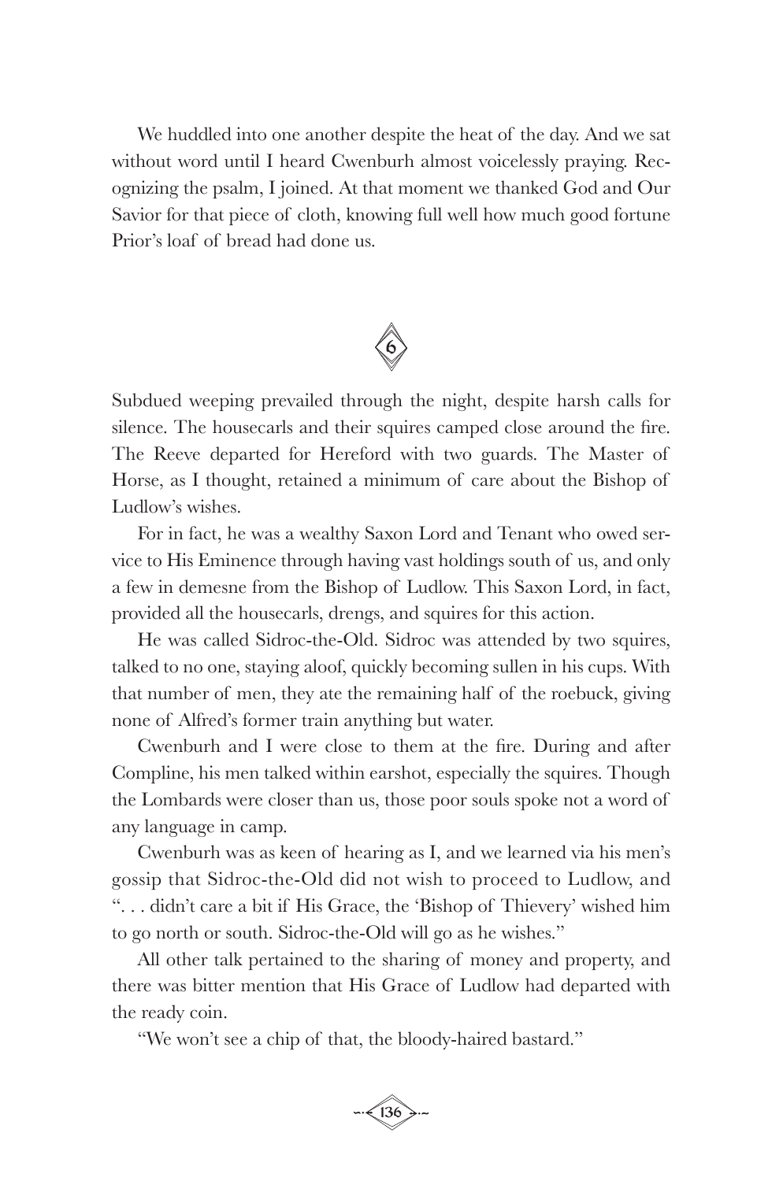We huddled into one another despite the heat of the day. And we sat without word until I heard Cwenburh almost voicelessly praying. Recognizing the psalm, I joined. At that moment we thanked God and Our Savior for that piece of cloth, knowing full well how much good fortune Prior's loaf of bread had done us.

## 6

Subdued weeping prevailed through the night, despite harsh calls for silence. The housecarls and their squires camped close around the fire. The Reeve departed for Hereford with two guards. The Master of Horse, as I thought, retained a minimum of care about the Bishop of Ludlow's wishes.

For in fact, he was a wealthy Saxon Lord and Tenant who owed service to His Eminence through having vast holdings south of us, and only a few in demesne from the Bishop of Ludlow. This Saxon Lord, in fact, provided all the housecarls, drengs, and squires for this action.

He was called Sidroc-the-Old. Sidroc was attended by two squires, talked to no one, staying aloof, quickly becoming sullen in his cups. With that number of men, they ate the remaining half of the roebuck, giving none of Alfred's former train anything but water.

Cwenburh and I were close to them at the fire. During and after Compline, his men talked within earshot, especially the squires. Though the Lombards were closer than us, those poor souls spoke not a word of any language in camp.

Cwenburh was as keen of hearing as I, and we learned via his men's gossip that Sidroc-the-Old did not wish to proceed to Ludlow, and ". . . didn't care a bit if His Grace, the 'Bishop of Thievery' wished him to go north or south. Sidroc-the-Old will go as he wishes."

All other talk pertained to the sharing of money and property, and there was bitter mention that His Grace of Ludlow had departed with the ready coin.

"We won't see a chip of that, the bloody-haired bastard."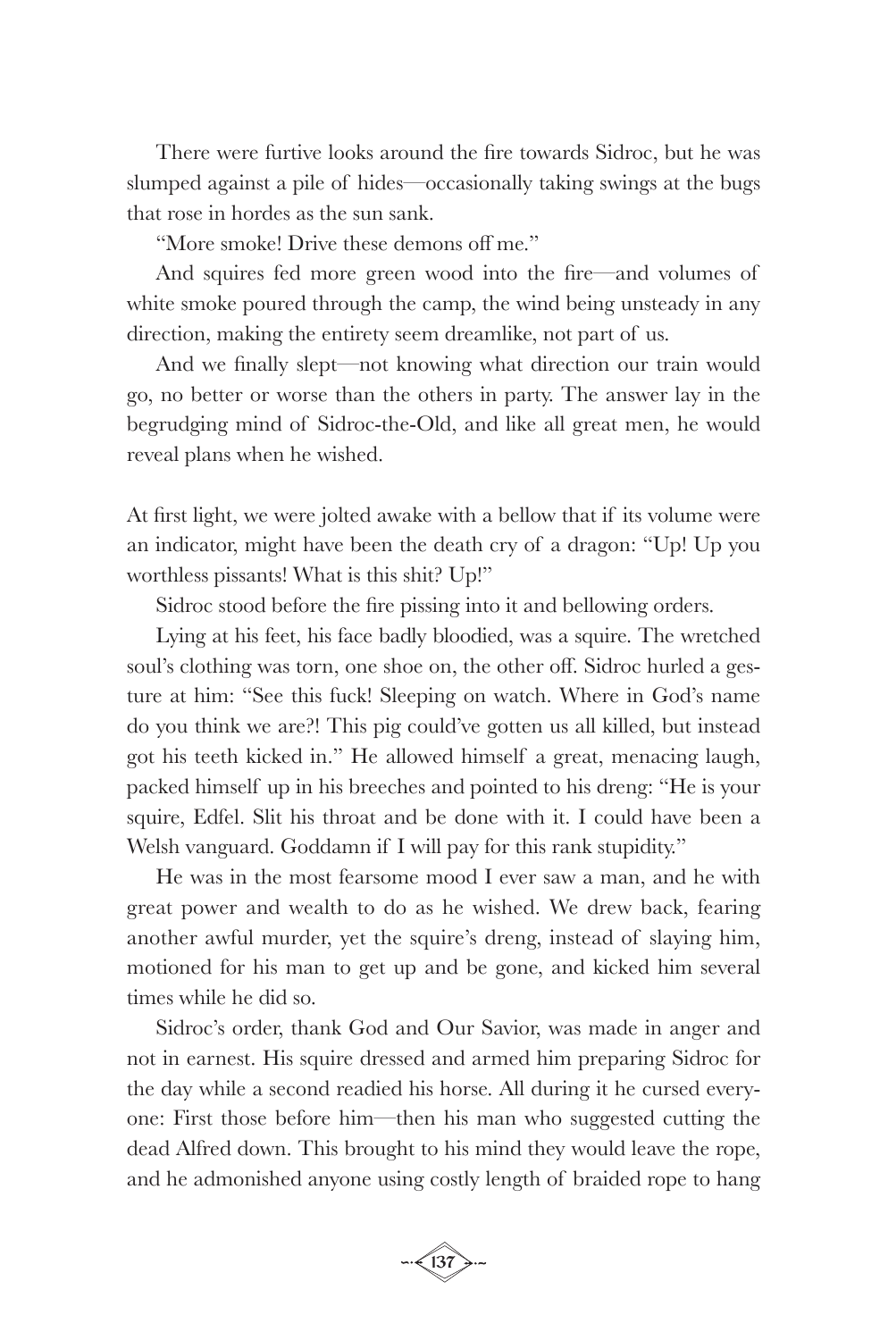There were furtive looks around the fire towards Sidroc, but he was slumped against a pile of hides—occasionally taking swings at the bugs that rose in hordes as the sun sank.

"More smoke! Drive these demons off me."

And squires fed more green wood into the fire—and volumes of white smoke poured through the camp, the wind being unsteady in any direction, making the entirety seem dreamlike, not part of us.

And we finally slept—not knowing what direction our train would go, no better or worse than the others in party. The answer lay in the begrudging mind of Sidroc-the-Old, and like all great men, he would reveal plans when he wished.

At first light, we were jolted awake with a bellow that if its volume were an indicator, might have been the death cry of a dragon: "Up! Up you worthless pissants! What is this shit? Up!"

Sidroc stood before the fire pissing into it and bellowing orders.

Lying at his feet, his face badly bloodied, was a squire. The wretched soul's clothing was torn, one shoe on, the other off. Sidroc hurled a gesture at him: "See this fuck! Sleeping on watch. Where in God's name do you think we are?! This pig could've gotten us all killed, but instead got his teeth kicked in." He allowed himself a great, menacing laugh, packed himself up in his breeches and pointed to his dreng: "He is your squire, Edfel. Slit his throat and be done with it. I could have been a Welsh vanguard. Goddamn if I will pay for this rank stupidity."

He was in the most fearsome mood I ever saw a man, and he with great power and wealth to do as he wished. We drew back, fearing another awful murder, yet the squire's dreng, instead of slaying him, motioned for his man to get up and be gone, and kicked him several times while he did so.

Sidroc's order, thank God and Our Savior, was made in anger and not in earnest. His squire dressed and armed him preparing Sidroc for the day while a second readied his horse. All during it he cursed everyone: First those before him—then his man who suggested cutting the dead Alfred down. This brought to his mind they would leave the rope, and he admonished anyone using costly length of braided rope to hang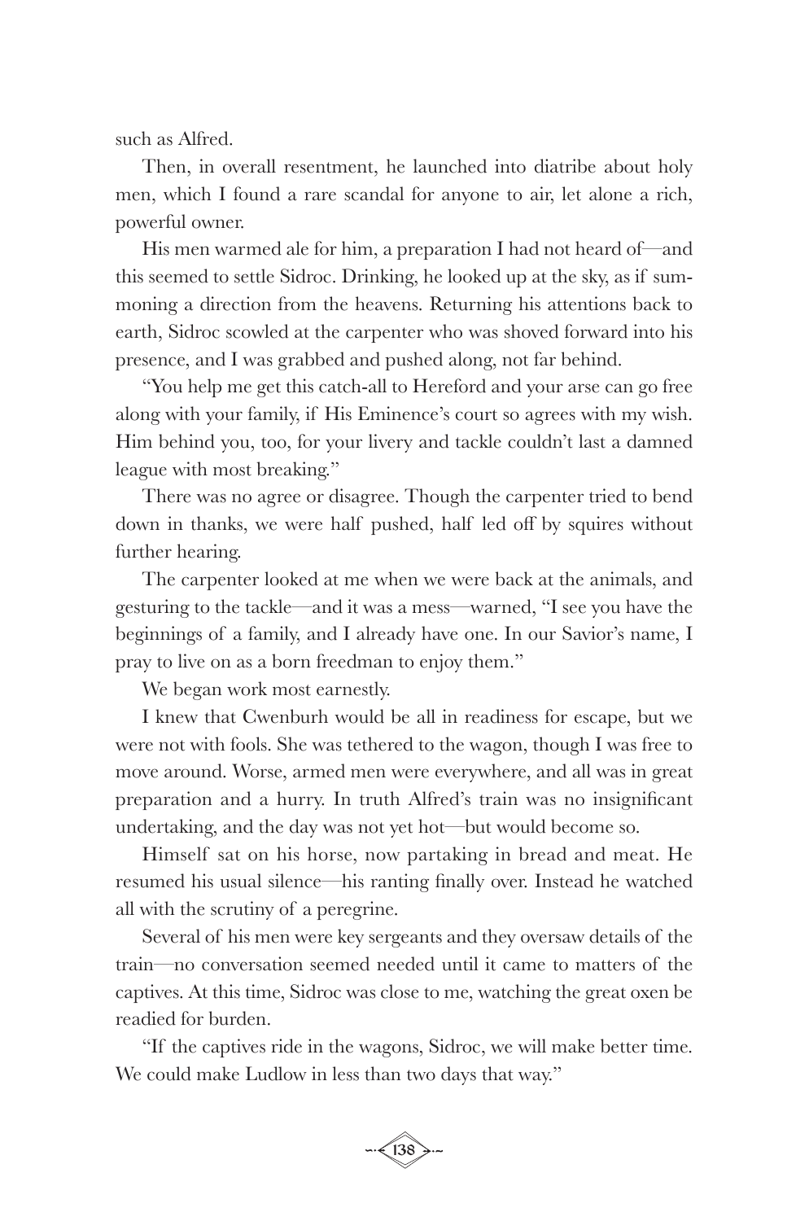such as Alfred.

Then, in overall resentment, he launched into diatribe about holy men, which I found a rare scandal for anyone to air, let alone a rich, powerful owner.

His men warmed ale for him, a preparation I had not heard of—and this seemed to settle Sidroc. Drinking, he looked up at the sky, as if summoning a direction from the heavens. Returning his attentions back to earth, Sidroc scowled at the carpenter who was shoved forward into his presence, and I was grabbed and pushed along, not far behind.

"You help me get this catch-all to Hereford and your arse can go free along with your family, if His Eminence's court so agrees with my wish. Him behind you, too, for your livery and tackle couldn't last a damned league with most breaking."

There was no agree or disagree. Though the carpenter tried to bend down in thanks, we were half pushed, half led off by squires without further hearing.

The carpenter looked at me when we were back at the animals, and gesturing to the tackle—and it was a mess—warned, "I see you have the beginnings of a family, and I already have one. In our Savior's name, I pray to live on as a born freedman to enjoy them."

We began work most earnestly.

I knew that Cwenburh would be all in readiness for escape, but we were not with fools. She was tethered to the wagon, though I was free to move around. Worse, armed men were everywhere, and all was in great preparation and a hurry. In truth Alfred's train was no insignificant undertaking, and the day was not yet hot—but would become so.

Himself sat on his horse, now partaking in bread and meat. He resumed his usual silence—his ranting finally over. Instead he watched all with the scrutiny of a peregrine.

Several of his men were key sergeants and they oversaw details of the train—no conversation seemed needed until it came to matters of the captives. At this time, Sidroc was close to me, watching the great oxen be readied for burden.

"If the captives ride in the wagons, Sidroc, we will make better time. We could make Ludlow in less than two days that way."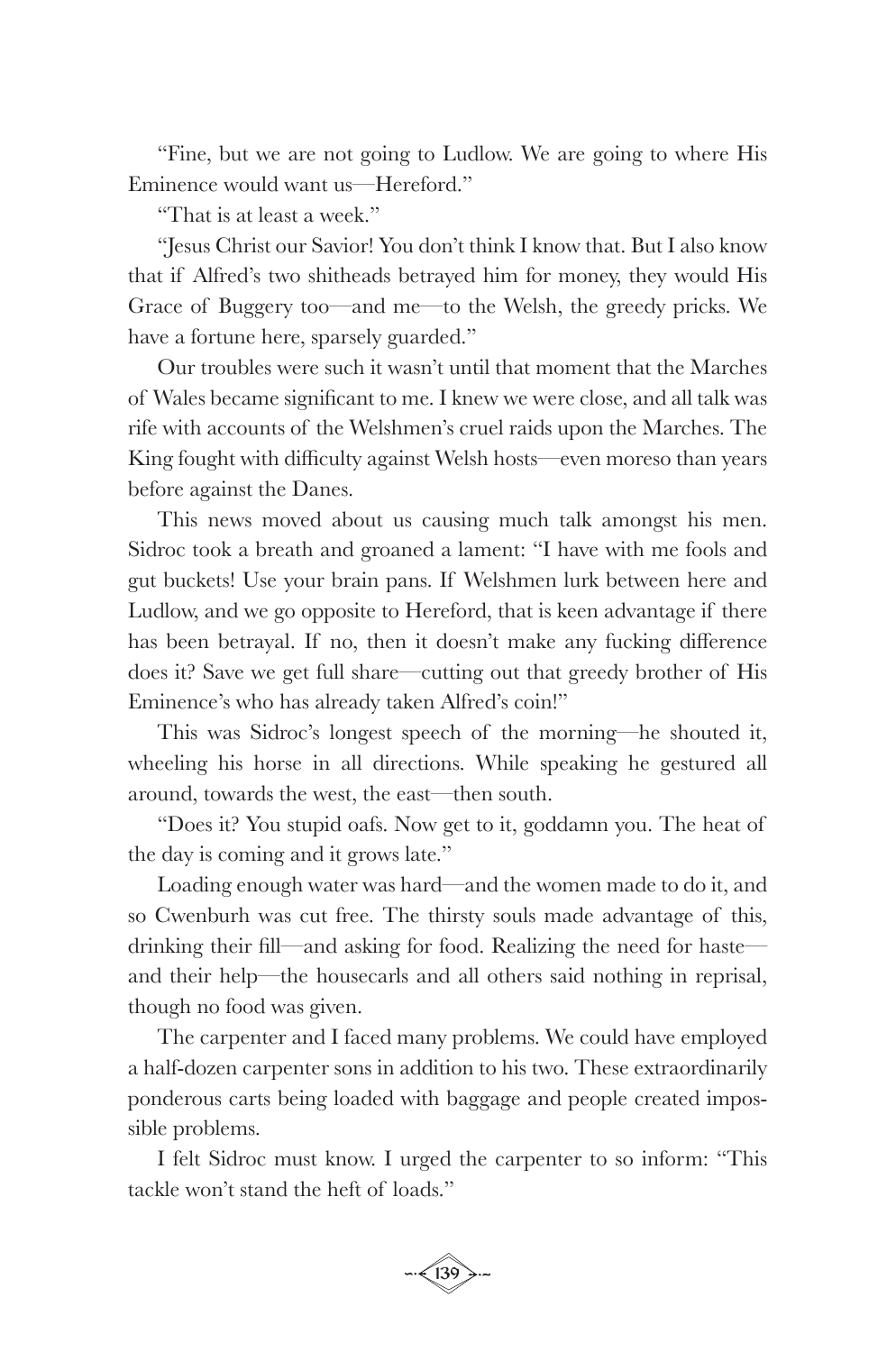"Fine, but we are not going to Ludlow. We are going to where His Eminence would want us—Hereford."

"That is at least a week."

"Jesus Christ our Savior! You don't think I know that. But I also know that if Alfred's two shitheads betrayed him for money, they would His Grace of Buggery too—and me—to the Welsh, the greedy pricks. We have a fortune here, sparsely guarded."

Our troubles were such it wasn't until that moment that the Marches of Wales became significant to me. I knew we were close, and all talk was rife with accounts of the Welshmen's cruel raids upon the Marches. The King fought with difficulty against Welsh hosts—even moreso than years before against the Danes.

This news moved about us causing much talk amongst his men. Sidroc took a breath and groaned a lament: "I have with me fools and gut buckets! Use your brain pans. If Welshmen lurk between here and Ludlow, and we go opposite to Hereford, that is keen advantage if there has been betrayal. If no, then it doesn't make any fucking difference does it? Save we get full share—cutting out that greedy brother of His Eminence's who has already taken Alfred's coin!"

This was Sidroc's longest speech of the morning—he shouted it, wheeling his horse in all directions. While speaking he gestured all around, towards the west, the east—then south.

"Does it? You stupid oafs. Now get to it, goddamn you. The heat of the day is coming and it grows late."

Loading enough water was hard—and the women made to do it, and so Cwenburh was cut free. The thirsty souls made advantage of this, drinking their fill—and asking for food. Realizing the need for haste—and their help—the housecarls and all others said nothing in reprisal, though no food was given.

The carpenter and I faced many problems. We could have employed a half-dozen carpenter sons in addition to his two. These extraordinarily ponderous carts being loaded with baggage and people created impossible problems.

I felt Sidroc must know. I urged the carpenter to so inform: "This tackle won't stand the heft of loads."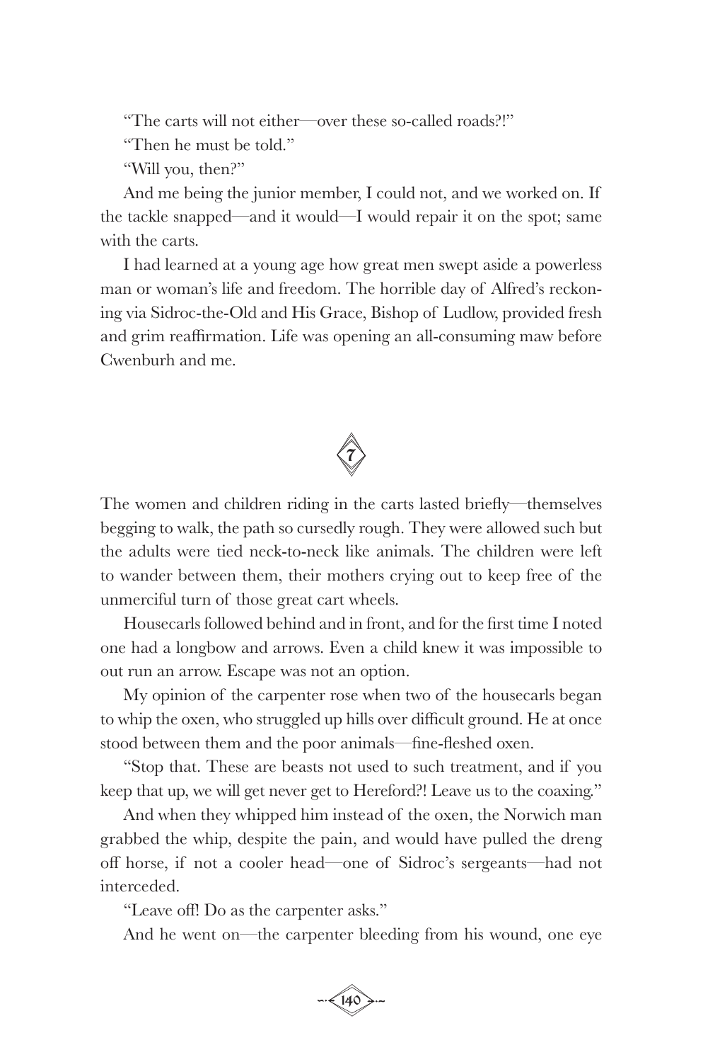"The carts will not either—over these so-called roads?!"

"Then he must be told."

"Will you, then?"

And me being the junior member, I could not, and we worked on. If the tackle snapped—and it would—I would repair it on the spot; same with the carts.

I had learned at a young age how great men swept aside a powerless man or woman's life and freedom. The horrible day of Alfred's reckoning via Sidroc-the-Old and His Grace, Bishop of Ludlow, provided fresh and grim reaffirmation. Life was opening an all-consuming maw before Cwenburh and me.

## 7

The women and children riding in the carts lasted briefly—themselves begging to walk, the path so cursedly rough. They were allowed such but the adults were tied neck-to-neck like animals. The children were left to wander between them, their mothers crying out to keep free of the unmerciful turn of those great cart wheels.

Housecarls followed behind and in front, and for the first time I noted one had a longbow and arrows. Even a child knew it was impossible to out run an arrow. Escape was not an option.

My opinion of the carpenter rose when two of the housecarls began to whip the oxen, who struggled up hills over difficult ground. He at once stood between them and the poor animals—fine-fleshed oxen.

"Stop that. These are beasts not used to such treatment, and if you keep that up, we will get never get to Hereford?! Leave us to the coaxing."

And when they whipped him instead of the oxen, the Norwich man grabbed the whip, despite the pain, and would have pulled the dreng off horse, if not a cooler head—one of Sidroc's sergeants—had not interceded.

"Leave off! Do as the carpenter asks."

And he went on—the carpenter bleeding from his wound, one eye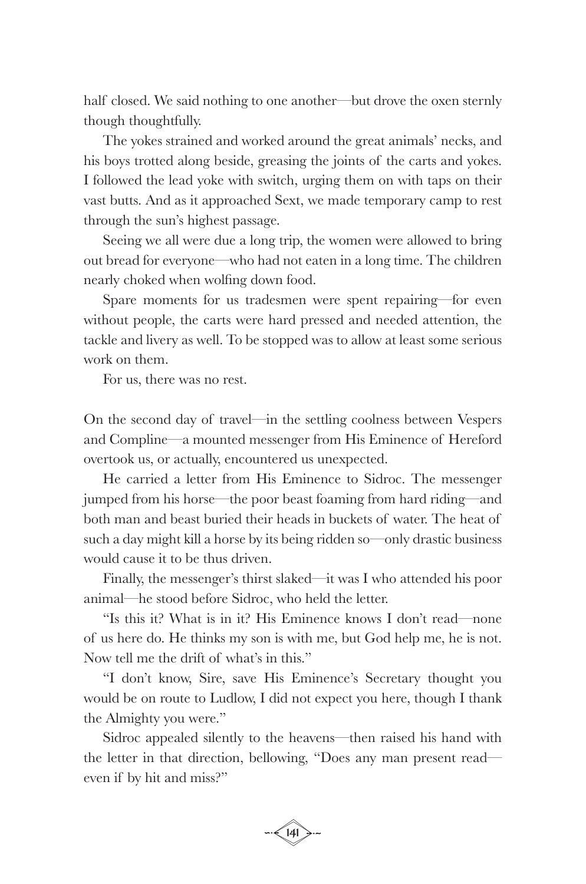half closed. We said nothing to one another—but drove the oxen sternly though thoughtfully.

The yokes strained and worked around the great animals' necks, and his boys trotted along beside, greasing the joints of the carts and yokes. I followed the lead yoke with switch, urging them on with taps on their vast butts. And as it approached Sext, we made temporary camp to rest through the sun's highest passage.

Seeing we all were due a long trip, the women were allowed to bring out bread for everyone—who had not eaten in a long time. The children nearly choked when wolfing down food.

Spare moments for us tradesmen were spent repairing—for even without people, the carts were hard pressed and needed attention, the tackle and livery as well. To be stopped was to allow at least some serious work on them.

For us, there was no rest.

On the second day of travel—in the settling coolness between Vespers and Compline—a mounted messenger from His Eminence of Hereford overtook us, or actually, encountered us unexpected.

He carried a letter from His Eminence to Sidroc. The messenger jumped from his horse—the poor beast foaming from hard riding—and both man and beast buried their heads in buckets of water. The heat of such a day might kill a horse by its being ridden so—only drastic business would cause it to be thus driven.

Finally, the messenger's thirst slaked—it was I who attended his poor animal—he stood before Sidroc, who held the letter.

"Is this it? What is in it? His Eminence knows I don't read—none of us here do. He thinks my son is with me, but God help me, he is not. Now tell me the drift of what's in this."

"I don't know, Sire, save His Eminence's Secretary thought you would be on route to Ludlow, I did not expect you here, though I thank the Almighty you were."

Sidroc appealed silently to the heavens—then raised his hand with the letter in that direction, bellowing, "Does any man present read—even if by hit and miss?"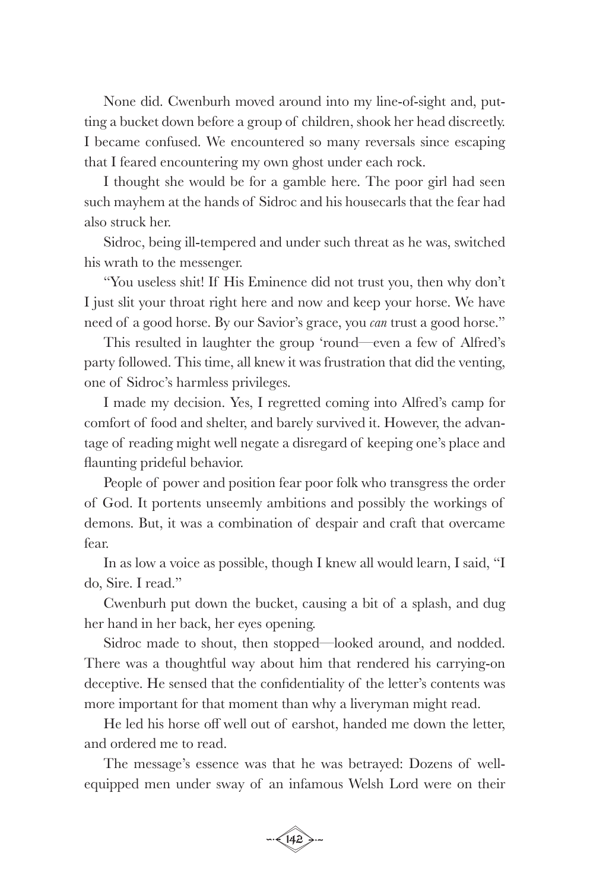None did. Cwenburh moved around into my line-of-sight and, putting a bucket down before a group of children, shook her head discreetly. I became confused. We encountered so many reversals since escaping that I feared encountering my own ghost under each rock.

I thought she would be for a gamble here. The poor girl had seen such mayhem at the hands of Sidroc and his housecarls that the fear had also struck her.

Sidroc, being ill-tempered and under such threat as he was, switched his wrath to the messenger.

"You useless shit! If His Eminence did not trust you, then why don't I just slit your throat right here and now and keep your horse. We have need of a good horse. By our Savior's grace, you *can* trust a good horse."

This resulted in laughter the group 'round—even a few of Alfred's party followed. This time, all knew it was frustration that did the venting, one of Sidroc's harmless privileges.

I made my decision. Yes, I regretted coming into Alfred's camp for comfort of food and shelter, and barely survived it. However, the advantage of reading might well negate a disregard of keeping one's place and flaunting prideful behavior.

People of power and position fear poor folk who transgress the order of God. It portents unseemly ambitions and possibly the workings of demons. But, it was a combination of despair and craft that overcame fear.

In as low a voice as possible, though I knew all would learn, I said, "I do, Sire. I read."

Cwenburh put down the bucket, causing a bit of a splash, and dug her hand in her back, her eyes opening.

Sidroc made to shout, then stopped—looked around, and nodded. There was a thoughtful way about him that rendered his carrying-on deceptive. He sensed that the confidentiality of the letter's contents was more important for that moment than why a liveryman might read.

He led his horse off well out of earshot, handed me down the letter, and ordered me to read.

The message's essence was that he was betrayed: Dozens of well-equipped men under sway of an infamous Welsh Lord were on their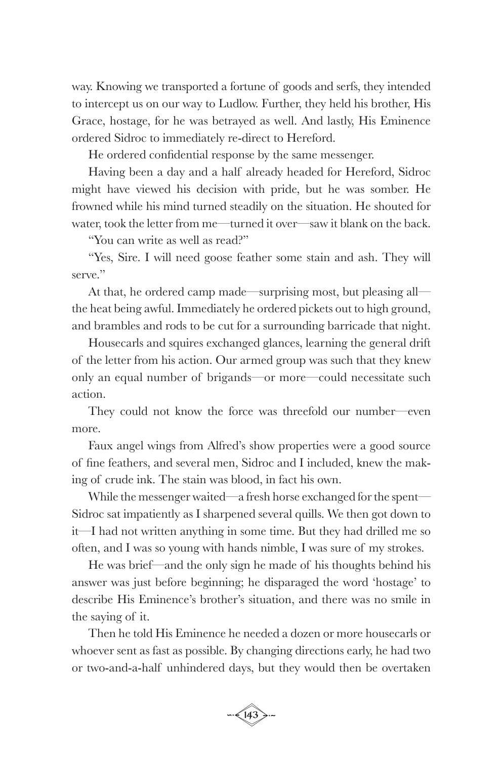way. Knowing we transported a fortune of goods and serfs, they intended to intercept us on our way to Ludlow. Further, they held his brother, His Grace, hostage, for he was betrayed as well. And lastly, His Eminence ordered Sidroc to immediately re-direct to Hereford.

He ordered confidential response by the same messenger.

Having been a day and a half already headed for Hereford, Sidroc might have viewed his decision with pride, but he was somber. He frowned while his mind turned steadily on the situation. He shouted for water, took the letter from me—turned it over—saw it blank on the back.

"You can write as well as read?"

"Yes, Sire. I will need goose feather some stain and ash. They will serve."

At that, he ordered camp made—surprising most, but pleasing all—the heat being awful. Immediately he ordered pickets out to high ground, and brambles and rods to be cut for a surrounding barricade that night.

Housecarls and squires exchanged glances, learning the general drift of the letter from his action. Our armed group was such that they knew only an equal number of brigands—or more—could necessitate such action.

They could not know the force was threefold our number—even more.

Faux angel wings from Alfred's show properties were a good source of fine feathers, and several men, Sidroc and I included, knew the making of crude ink. The stain was blood, in fact his own.

While the messenger waited—a fresh horse exchanged for the spent—Sidroc sat impatiently as I sharpened several quills. We then got down to it—I had not written anything in some time. But they had drilled me so often, and I was so young with hands nimble, I was sure of my strokes.

He was brief—and the only sign he made of his thoughts behind his answer was just before beginning; he disparaged the word 'hostage' to describe His Eminence's brother's situation, and there was no smile in the saying of it.

Then he told His Eminence he needed a dozen or more housecarls or whoever sent as fast as possible. By changing directions early, he had two or two-and-a-half unhindered days, but they would then be overtaken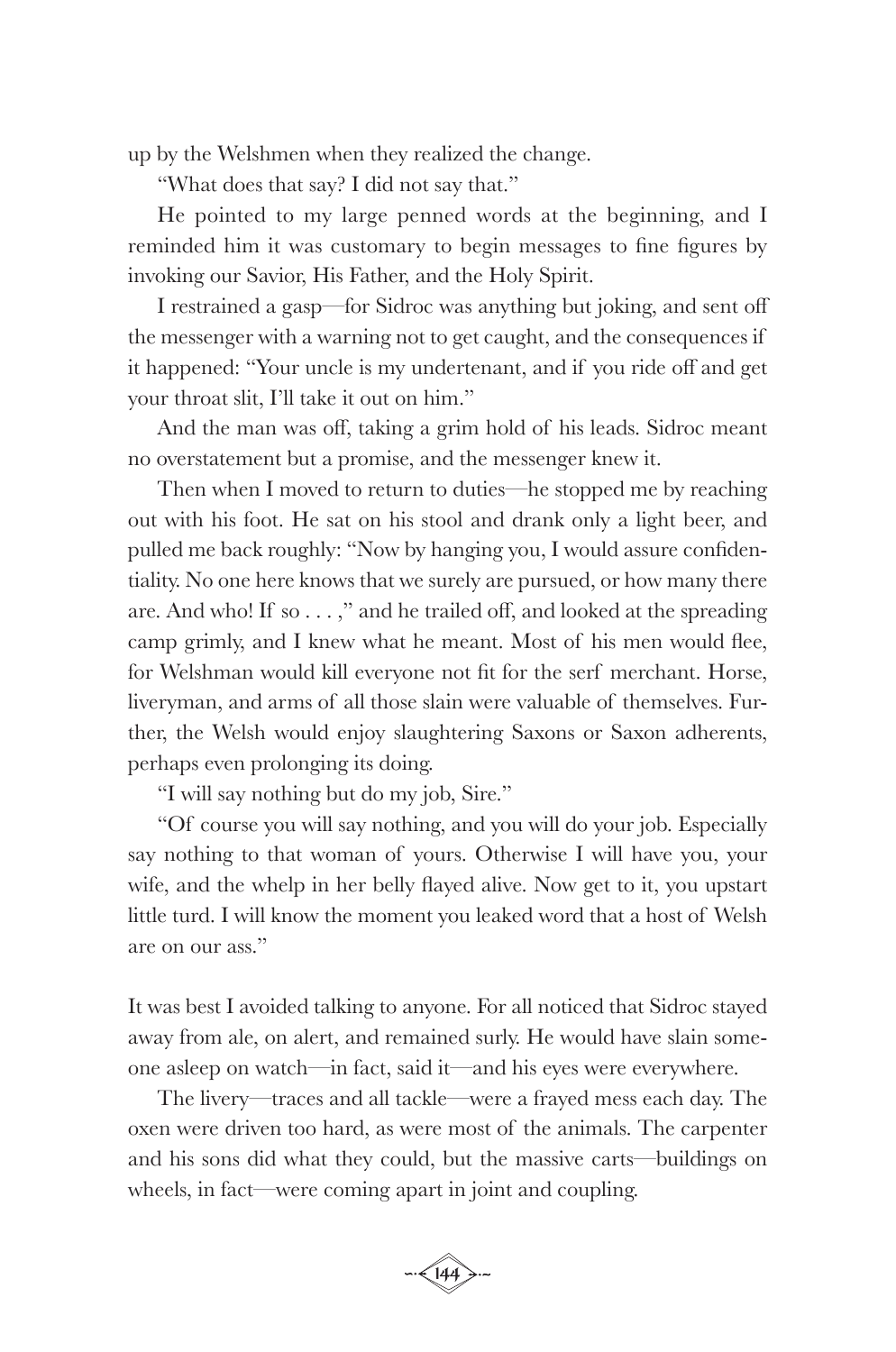up by the Welshmen when they realized the change.

"What does that say? I did not say that."

He pointed to my large penned words at the beginning, and I reminded him it was customary to begin messages to fine figures by invoking our Savior, His Father, and the Holy Spirit.

I restrained a gasp—for Sidroc was anything but joking, and sent off the messenger with a warning not to get caught, and the consequences if it happened: "Your uncle is my undertenant, and if you ride off and get your throat slit, I'll take it out on him."

And the man was off, taking a grim hold of his leads. Sidroc meant no overstatement but a promise, and the messenger knew it.

Then when I moved to return to duties—he stopped me by reaching out with his foot. He sat on his stool and drank only a light beer, and pulled me back roughly: "Now by hanging you, I would assure confidentiality. No one here knows that we surely are pursued, or how many there are. And who! If so . . . ," and he trailed off, and looked at the spreading camp grimly, and I knew what he meant. Most of his men would flee, for Welshman would kill everyone not fit for the serf merchant. Horse, liveryman, and arms of all those slain were valuable of themselves. Further, the Welsh would enjoy slaughtering Saxons or Saxon adherents, perhaps even prolonging its doing.

"I will say nothing but do my job, Sire."

"Of course you will say nothing, and you will do your job. Especially say nothing to that woman of yours. Otherwise I will have you, your wife, and the whelp in her belly flayed alive. Now get to it, you upstart little turd. I will know the moment you leaked word that a host of Welsh are on our ass."

It was best I avoided talking to anyone. For all noticed that Sidroc stayed away from ale, on alert, and remained surly. He would have slain someone asleep on watch—in fact, said it—and his eyes were everywhere.

The livery—traces and all tackle—were a frayed mess each day. The oxen were driven too hard, as were most of the animals. The carpenter and his sons did what they could, but the massive carts—buildings on wheels, in fact—were coming apart in joint and coupling.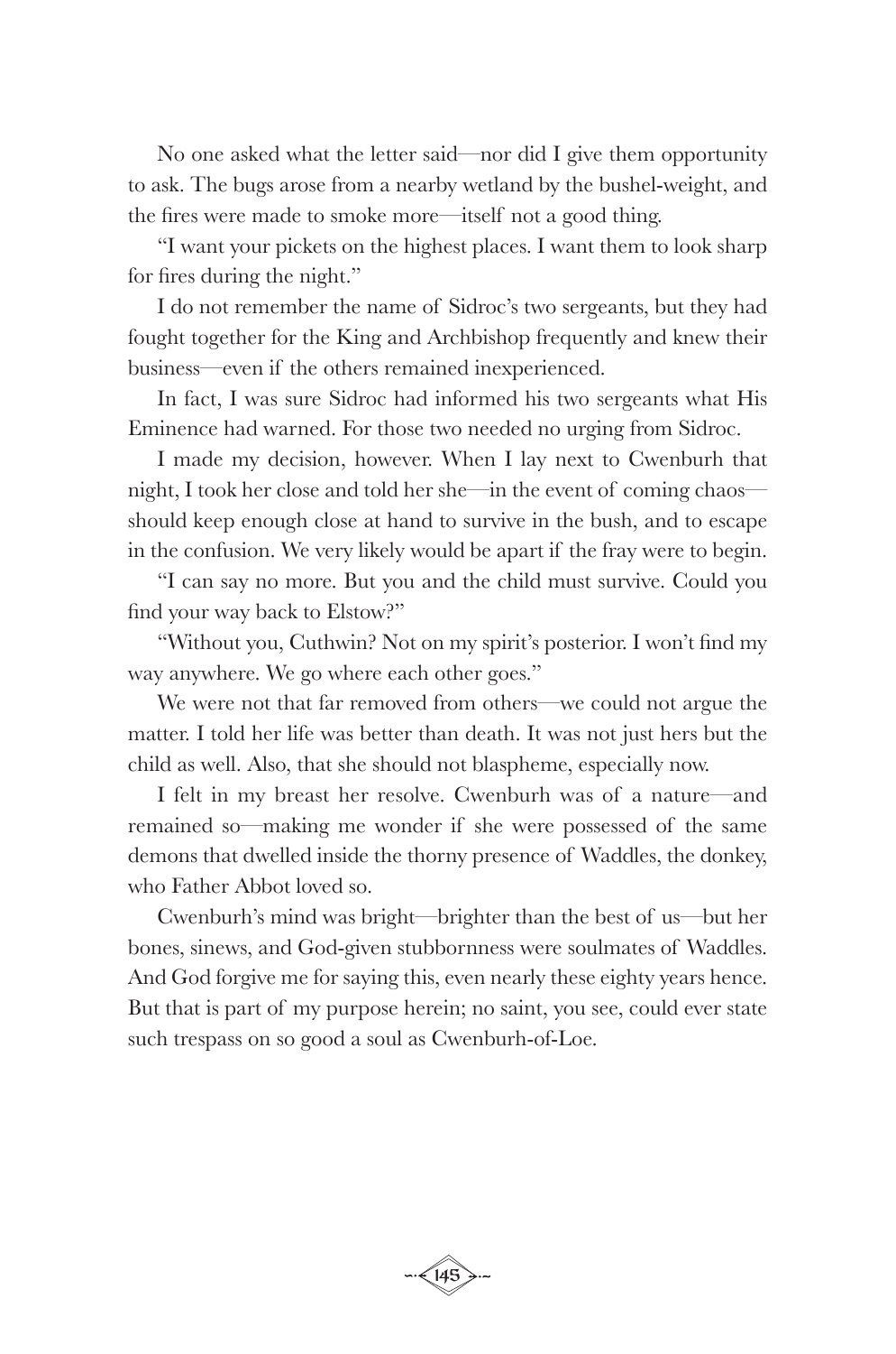No one asked what the letter said—nor did I give them opportunity to ask. The bugs arose from a nearby wetland by the bushel-weight, and the fires were made to smoke more—itself not a good thing.

"I want your pickets on the highest places. I want them to look sharp for fires during the night."

I do not remember the name of Sidroc's two sergeants, but they had fought together for the King and Archbishop frequently and knew their business—even if the others remained inexperienced.

In fact, I was sure Sidroc had informed his two sergeants what His Eminence had warned. For those two needed no urging from Sidroc.

I made my decision, however. When I lay next to Cwenburh that night, I took her close and told her she—in the event of coming chaos—should keep enough close at hand to survive in the bush, and to escape in the confusion. We very likely would be apart if the fray were to begin.

"I can say no more. But you and the child must survive. Could you find your way back to Elstow?"

"Without you, Cuthwin? Not on my spirit's posterior. I won't find my way anywhere. We go where each other goes."

We were not that far removed from others—we could not argue the matter. I told her life was better than death. It was not just hers but the child as well. Also, that she should not blaspheme, especially now.

I felt in my breast her resolve. Cwenburh was of a nature—and remained so—making me wonder if she were possessed of the same demons that dwelled inside the thorny presence of Waddles, the donkey, who Father Abbot loved so.

Cwenburh's mind was bright—brighter than the best of us—but her bones, sinews, and God-given stubbornness were soulmates of Waddles. And God forgive me for saying this, even nearly these eighty years hence. But that is part of my purpose herein; no saint, you see, could ever state such trespass on so good a soul as Cwenburh-of-Loe.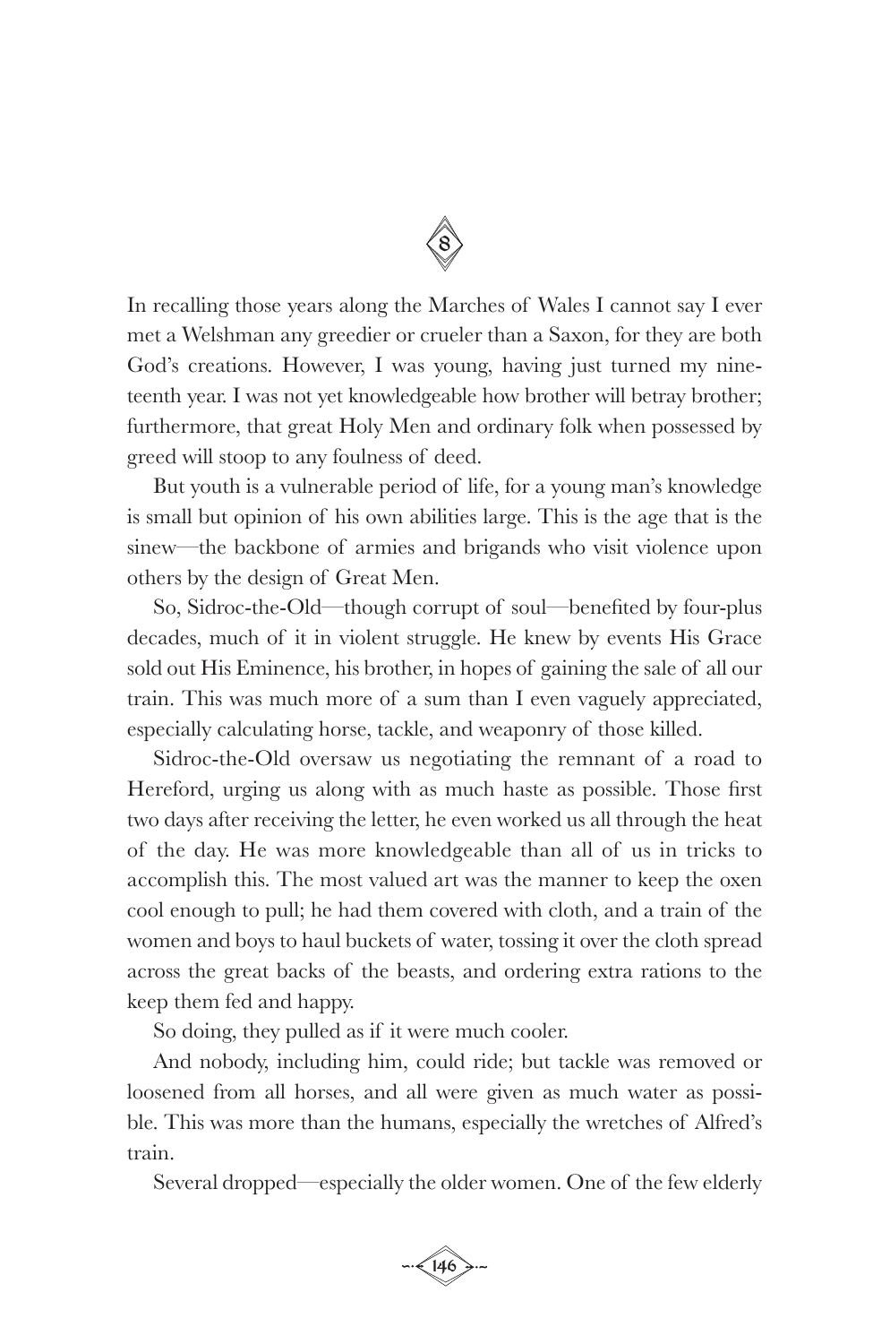# 8

In recalling those years along the Marches of Wales I cannot say I ever met a Welshman any greedier or crueler than a Saxon, for they are both God's creations. However, I was young, having just turned my nineteenth year. I was not yet knowledgeable how brother will betray brother; furthermore, that great Holy Men and ordinary folk when possessed by greed will stoop to any foulness of deed.

But youth is a vulnerable period of life, for a young man's knowledge is small but opinion of his own abilities large. This is the age that is the sinew—the backbone of armies and brigands who visit violence upon others by the design of Great Men.

So, Sidroc-the-Old—though corrupt of soul—benefited by four-plus decades, much of it in violent struggle. He knew by events His Grace sold out His Eminence, his brother, in hopes of gaining the sale of all our train. This was much more of a sum than I even vaguely appreciated, especially calculating horse, tackle, and weaponry of those killed.

Sidroc-the-Old oversaw us negotiating the remnant of a road to Hereford, urging us along with as much haste as possible. Those first two days after receiving the letter, he even worked us all through the heat of the day. He was more knowledgeable than all of us in tricks to accomplish this. The most valued art was the manner to keep the oxen cool enough to pull; he had them covered with cloth, and a train of the women and boys to haul buckets of water, tossing it over the cloth spread across the great backs of the beasts, and ordering extra rations to the keep them fed and happy.

So doing, they pulled as if it were much cooler.

And nobody, including him, could ride; but tackle was removed or loosened from all horses, and all were given as much water as possible. This was more than the humans, especially the wretches of Alfred's train.

Several dropped—especially the older women. One of the few elderly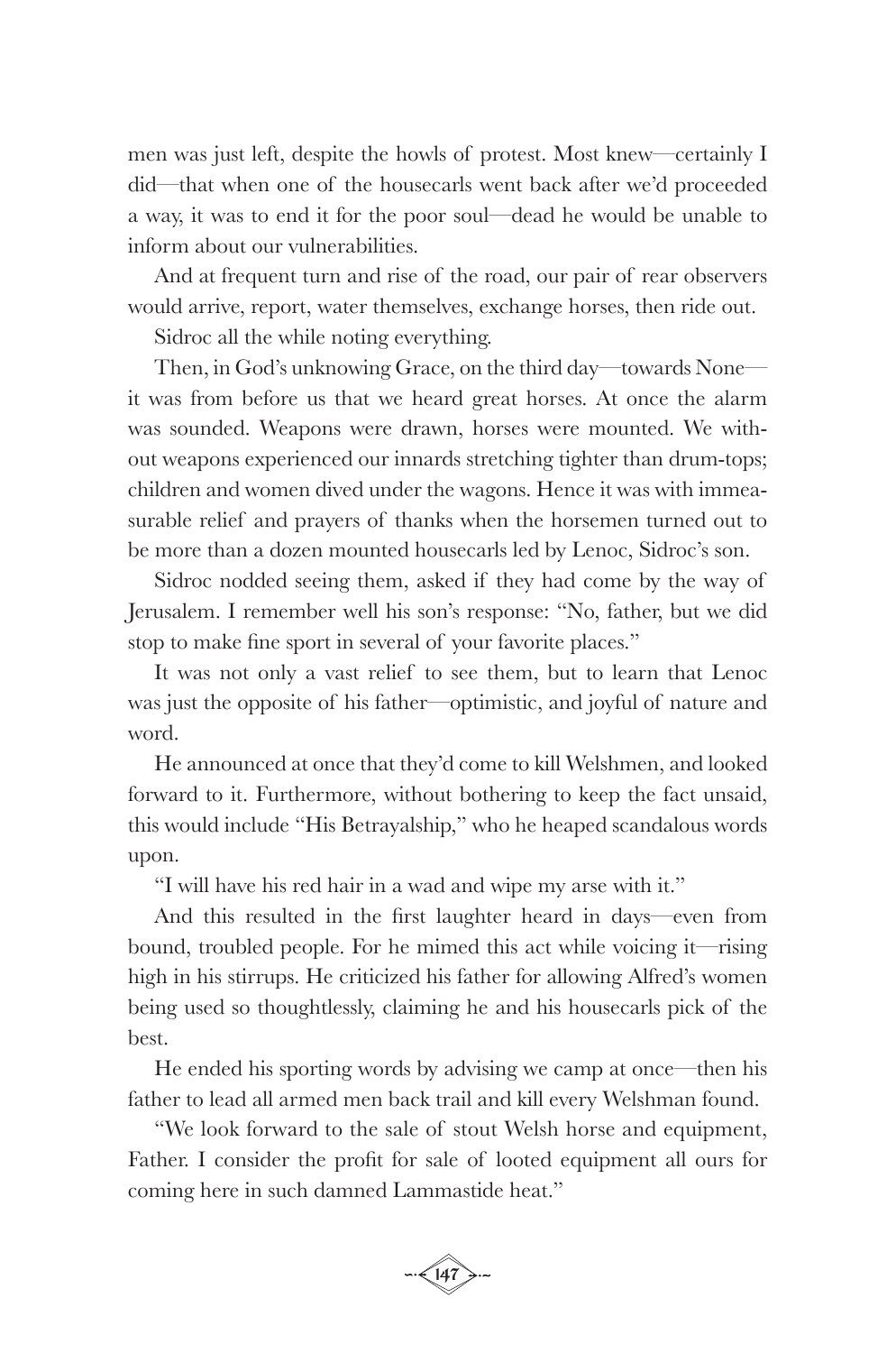men was just left, despite the howls of protest. Most knew—certainly I did—that when one of the housecarls went back after we'd proceeded a way, it was to end it for the poor soul—dead he would be unable to inform about our vulnerabilities.

And at frequent turn and rise of the road, our pair of rear observers would arrive, report, water themselves, exchange horses, then ride out.

Sidroc all the while noting everything.

Then, in God's unknowing Grace, on the third day—towards None—it was from before us that we heard great horses. At once the alarm was sounded. Weapons were drawn, horses were mounted. We without weapons experienced our innards stretching tighter than drum-tops; children and women dived under the wagons. Hence it was with immeasurable relief and prayers of thanks when the horsemen turned out to be more than a dozen mounted housecarls led by Lenoc, Sidroc's son.

Sidroc nodded seeing them, asked if they had come by the way of Jerusalem. I remember well his son's response: "No, father, but we did stop to make fine sport in several of your favorite places."

It was not only a vast relief to see them, but to learn that Lenoc was just the opposite of his father—optimistic, and joyful of nature and word.

He announced at once that they'd come to kill Welshmen, and looked forward to it. Furthermore, without bothering to keep the fact unsaid, this would include "His Betrayalship," who he heaped scandalous words upon.

"I will have his red hair in a wad and wipe my arse with it."

And this resulted in the first laughter heard in days—even from bound, troubled people. For he mimed this act while voicing it—rising high in his stirrups. He criticized his father for allowing Alfred's women being used so thoughtlessly, claiming he and his housecarls pick of the best.

He ended his sporting words by advising we camp at once—then his father to lead all armed men back trail and kill every Welshman found.

"We look forward to the sale of stout Welsh horse and equipment, Father. I consider the profit for sale of looted equipment all ours for coming here in such damned Lammastide heat."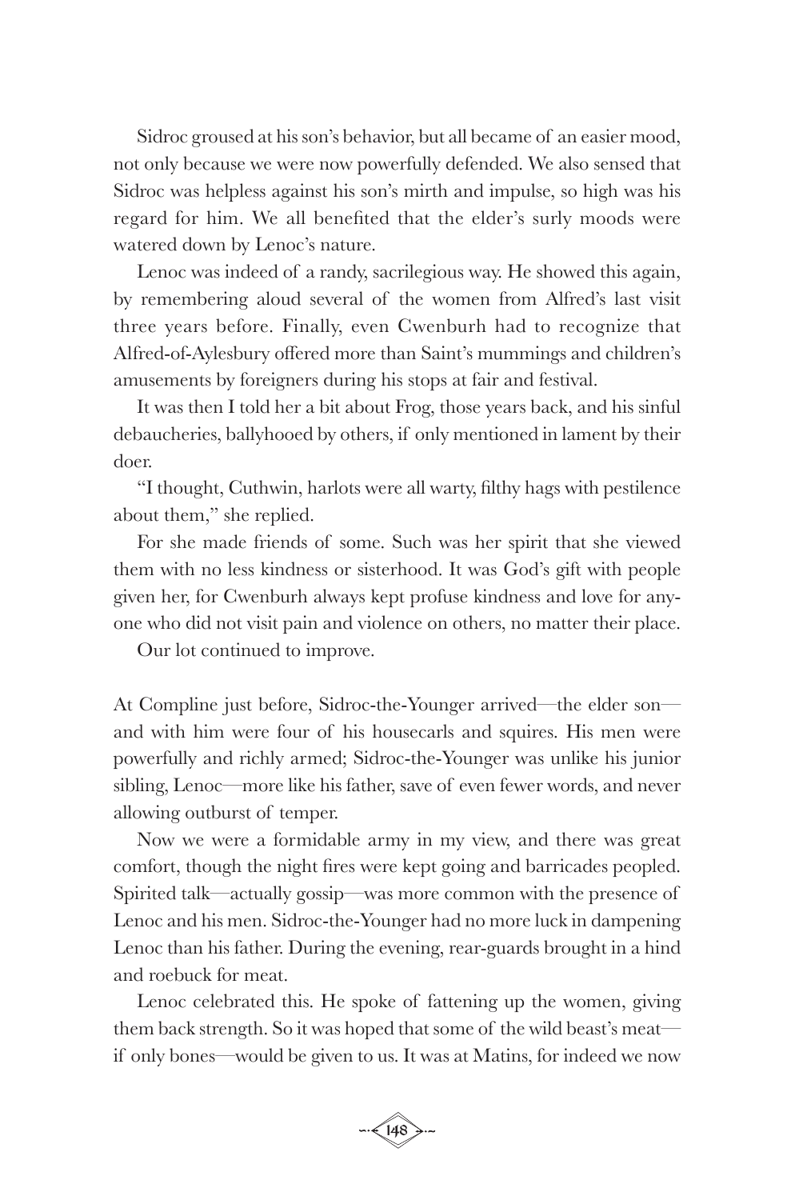Sidroc groused at his son's behavior, but all became of an easier mood, not only because we were now powerfully defended. We also sensed that Sidroc was helpless against his son's mirth and impulse, so high was his regard for him. We all benefited that the elder's surly moods were watered down by Lenoc's nature.

Lenoc was indeed of a randy, sacrilegious way. He showed this again, by remembering aloud several of the women from Alfred's last visit three years before. Finally, even Cwenburh had to recognize that Alfred-of-Aylesbury offered more than Saint's mummings and children's amusements by foreigners during his stops at fair and festival.

It was then I told her a bit about Frog, those years back, and his sinful debaucheries, ballyhooed by others, if only mentioned in lament by their doer.

"I thought, Cuthwin, harlots were all warty, filthy hags with pestilence about them," she replied.

For she made friends of some. Such was her spirit that she viewed them with no less kindness or sisterhood. It was God's gift with people given her, for Cwenburh always kept profuse kindness and love for anyone who did not visit pain and violence on others, no matter their place.

Our lot continued to improve.

At Compline just before, Sidroc-the-Younger arrived—the elder son—and with him were four of his housecarls and squires. His men were powerfully and richly armed; Sidroc-the-Younger was unlike his junior sibling, Lenoc—more like his father, save of even fewer words, and never allowing outburst of temper.

Now we were a formidable army in my view, and there was great comfort, though the night fires were kept going and barricades peopled. Spirited talk—actually gossip—was more common with the presence of Lenoc and his men. Sidroc-the-Younger had no more luck in dampening Lenoc than his father. During the evening, rear-guards brought in a hind and roebuck for meat.

Lenoc celebrated this. He spoke of fattening up the women, giving them back strength. So it was hoped that some of the wild beast's meat—if only bones—would be given to us. It was at Matins, for indeed we now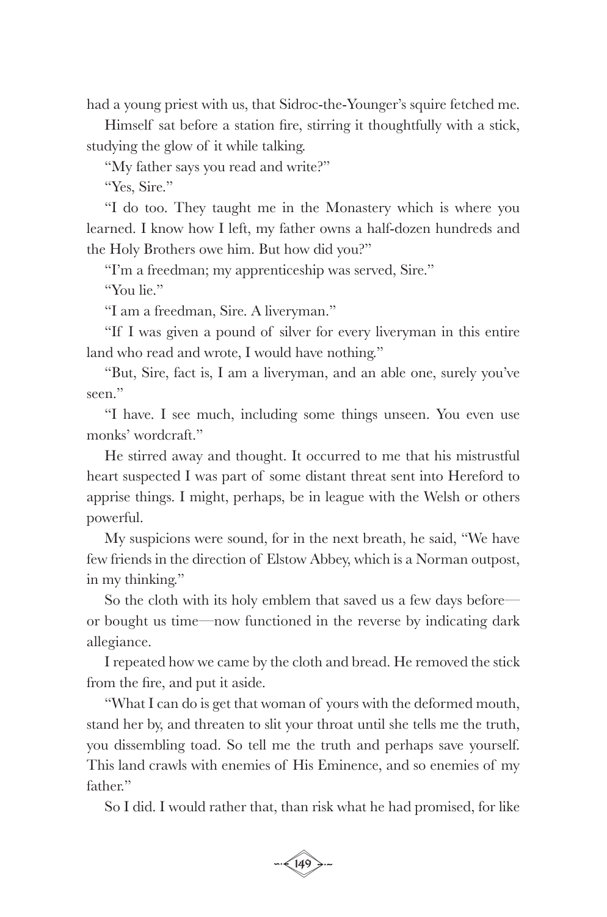had a young priest with us, that Sidroc-the-Younger's squire fetched me.

Himself sat before a station fire, stirring it thoughtfully with a stick, studying the glow of it while talking.

"My father says you read and write?"

"Yes, Sire."

"I do too. They taught me in the Monastery which is where you learned. I know how I left, my father owns a half-dozen hundreds and the Holy Brothers owe him. But how did you?"

"I'm a freedman; my apprenticeship was served, Sire."

"You lie."

"I am a freedman, Sire. A liveryman."

"If I was given a pound of silver for every liveryman in this entire land who read and wrote, I would have nothing."

"But, Sire, fact is, I am a liveryman, and an able one, surely you've seen."

"I have. I see much, including some things unseen. You even use monks' wordcraft."

He stirred away and thought. It occurred to me that his mistrustful heart suspected I was part of some distant threat sent into Hereford to apprise things. I might, perhaps, be in league with the Welsh or others powerful.

My suspicions were sound, for in the next breath, he said, "We have few friends in the direction of Elstow Abbey, which is a Norman outpost, in my thinking."

So the cloth with its holy emblem that saved us a few days before—or bought us time—now functioned in the reverse by indicating dark allegiance.

I repeated how we came by the cloth and bread. He removed the stick from the fire, and put it aside.

"What I can do is get that woman of yours with the deformed mouth, stand her by, and threaten to slit your throat until she tells me the truth, you dissembling toad. So tell me the truth and perhaps save yourself. This land crawls with enemies of His Eminence, and so enemies of my father."

So I did. I would rather that, than risk what he had promised, for like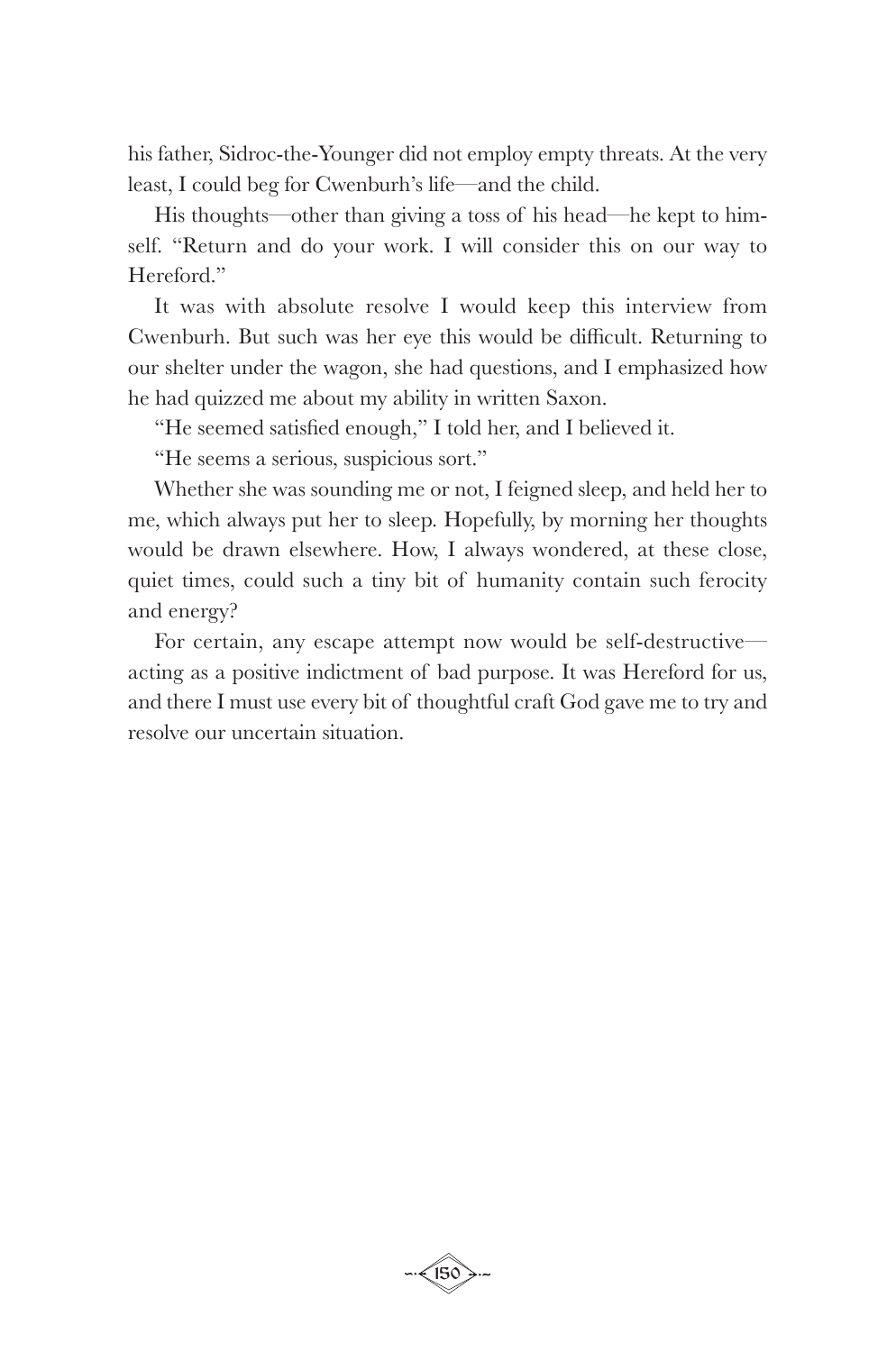his father, Sidroc-the-Younger did not employ empty threats. At the very least, I could beg for Cwenburh's life—and the child.

His thoughts—other than giving a toss of his head—he kept to himself. "Return and do your work. I will consider this on our way to Hereford."

It was with absolute resolve I would keep this interview from Cwenburh. But such was her eye this would be difficult. Returning to our shelter under the wagon, she had questions, and I emphasized how he had quizzed me about my ability in written Saxon.

"He seemed satisfied enough," I told her, and I believed it.

"He seems a serious, suspicious sort."

Whether she was sounding me or not, I feigned sleep, and held her to me, which always put her to sleep. Hopefully, by morning her thoughts would be drawn elsewhere. How, I always wondered, at these close, quiet times, could such a tiny bit of humanity contain such ferocity and energy?

For certain, any escape attempt now would be self-destructive—acting as a positive indictment of bad purpose. It was Hereford for us, and there I must use every bit of thoughtful craft God gave me to try and resolve our uncertain situation.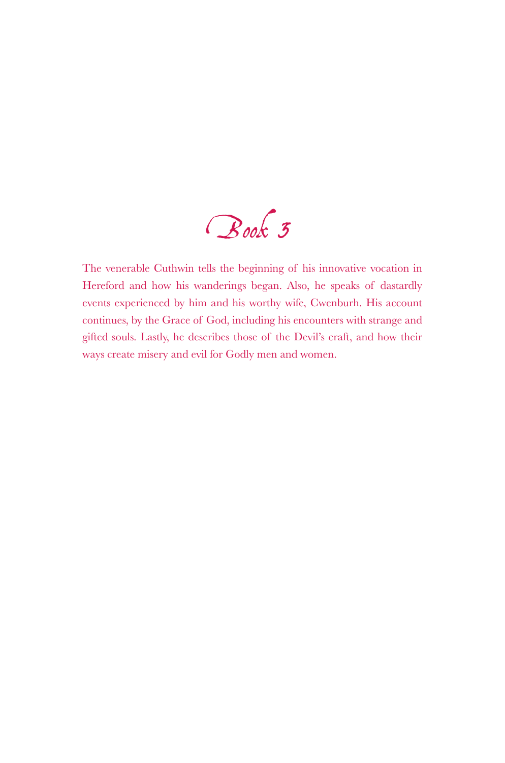# Book 3

The venerable Cuthwin tells the beginning of his innovative vocation in Hereford and how his wanderings began. Also, he speaks of dastardly events experienced by him and his worthy wife, Cwenburh. His account continues, by the Grace of God, including his encounters with strange and gifted souls. Lastly, he describes those of the Devil's craft, and how their ways create misery and evil for Godly men and women.